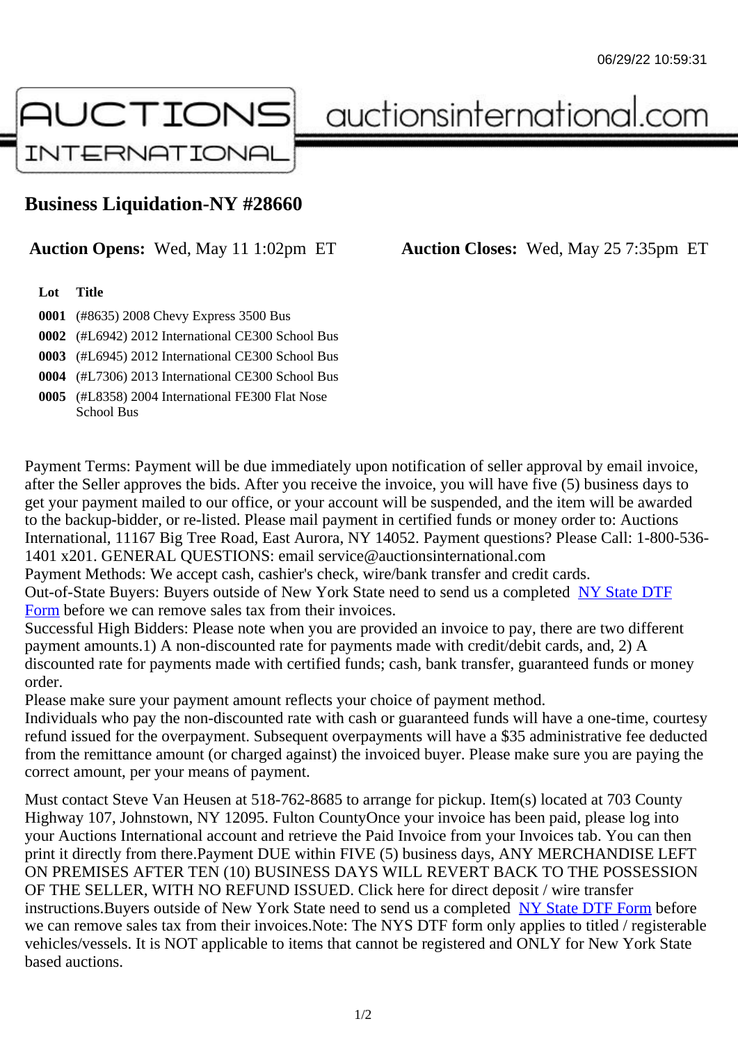AUCTIONS INTERNATIONAL auctionsinternational.com

# Business Liquidation-NY #28660

**Auction Opens:** Wed, May 11 1:02pm ET **Auction Closes:** Wed, May 25 7:35pm ET

| Lot | Title |
|---|---|
| 0001 | (#8635) 2008 Chevy Express 3500 Bus |
| 0002 | (#L6942) 2012 International CE300 School Bus |
| 0003 | (#L6945) 2012 International CE300 School Bus |
| 0004 | (#L7306) 2013 International CE300 School Bus |
| 0005 | (#L8358) 2004 International FE300 Flat Nose School Bus |

Payment Terms: Payment will be due immediately upon notification of seller approval by email invoice, after the Seller approves the bids. After you receive the invoice, you will have five (5) business days to get your payment mailed to our office, or your account will be suspended, and the item will be awarded to the backup-bidder, or re-listed. Please mail payment in certified funds or money order to: Auctions International, 11167 Big Tree Road, East Aurora, NY 14052. Payment questions? Please Call: 1-800-536-1401 x201. GENERAL QUESTIONS: email service@auctionsinternational.com
Payment Methods: We accept cash, cashier's check, wire/bank transfer and credit cards.
Out-of-State Buyers: Buyers outside of New York State need to send us a completed NY State DTF Form before we can remove sales tax from their invoices.
Successful High Bidders: Please note when you are provided an invoice to pay, there are two different payment amounts.1) A non-discounted rate for payments made with credit/debit cards, and, 2) A discounted rate for payments made with certified funds; cash, bank transfer, guaranteed funds or money order.
Please make sure your payment amount reflects your choice of payment method.
Individuals who pay the non-discounted rate with cash or guaranteed funds will have a one-time, courtesy refund issued for the overpayment. Subsequent overpayments will have a $35 administrative fee deducted from the remittance amount (or charged against) the invoiced buyer. Please make sure you are paying the correct amount, per your means of payment.

Must contact Steve Van Heusen at 518-762-8685 to arrange for pickup. Item(s) located at 703 County Highway 107, Johnstown, NY 12095. Fulton CountyOnce your invoice has been paid, please log into your Auctions International account and retrieve the Paid Invoice from your Invoices tab. You can then print it directly from there.Payment DUE within FIVE (5) business days, ANY MERCHANDISE LEFT ON PREMISES AFTER TEN (10) BUSINESS DAYS WILL REVERT BACK TO THE POSSESSION OF THE SELLER, WITH NO REFUND ISSUED. Click here for direct deposit / wire transfer instructions.Buyers outside of New York State need to send us a completed NY State DTF Form before we can remove sales tax from their invoices.Note: The NYS DTF form only applies to titled / registerable vehicles/vessels. It is NOT applicable to items that cannot be registered and ONLY for New York State based auctions.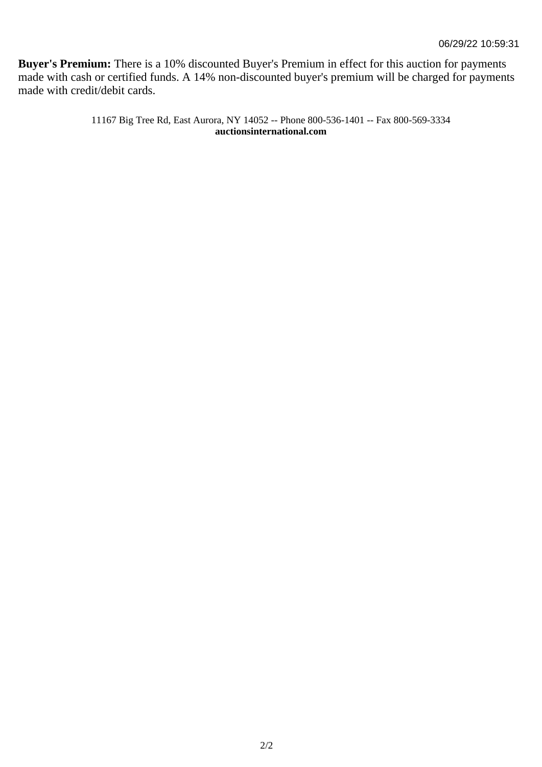**Buyer's Premium:** There is a 10% discounted Buyer's Premium in effect for this auction for payments made with cash or certified funds. A 14% non-discounted buyer's premium will be charged for payments made with credit/debit cards.

11167 Big Tree Rd, East Aurora, NY 14052 -- Phone 800-536-1401 -- Fax 800-569-3334
**auctionsinternational.com**